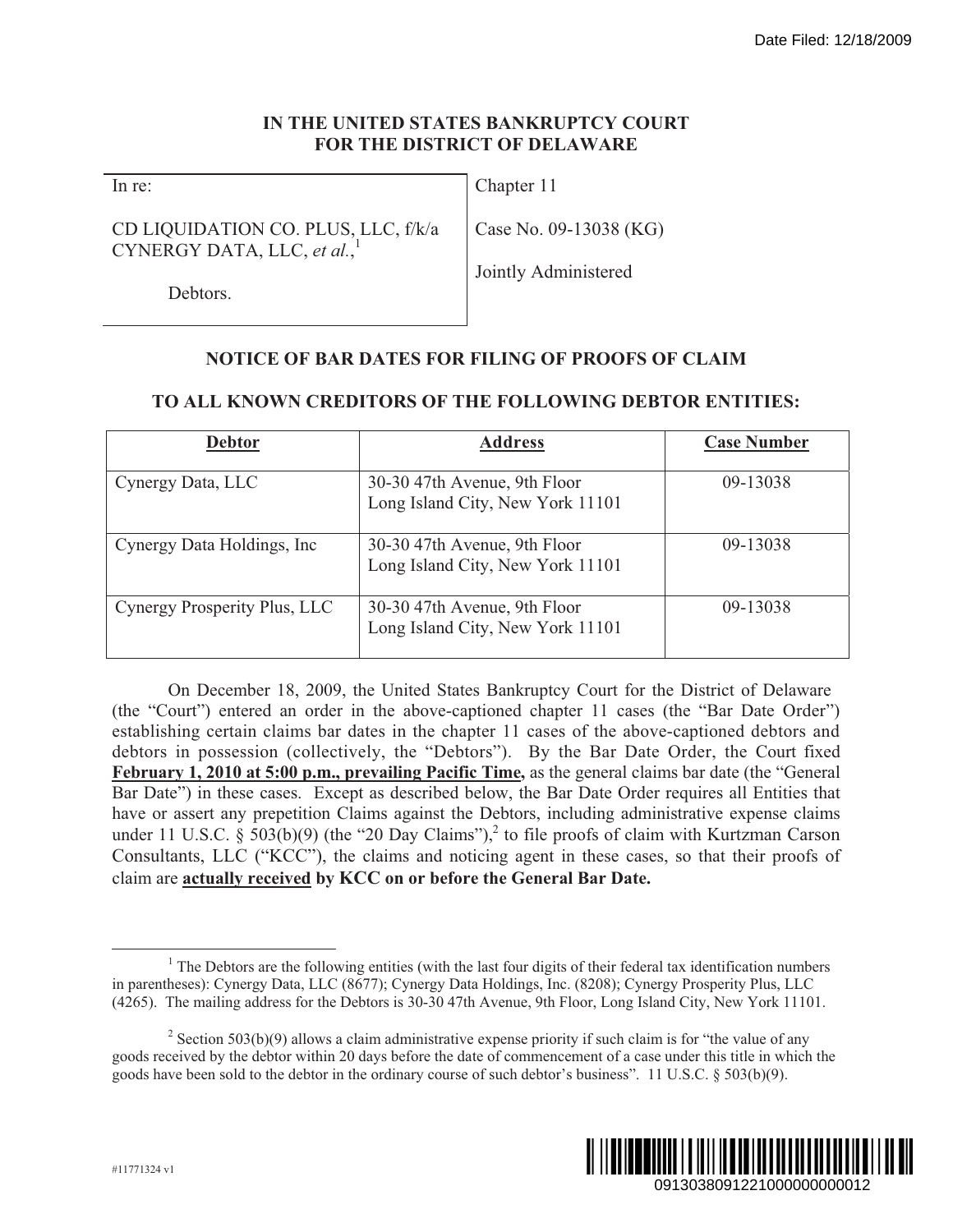Date Filed: 12/18/2009

# IN THE UNITED STATES BANKRUPTCY COURT FOR THE DISTRICT OF DELAWARE

| In re: | Chapter 11 |
| --- | --- |
| CD LIQUIDATION CO. PLUS, LLC, f/k/a CYNERGY DATA, LLC, *et al.*,[1] | Case No. 09-13038 (KG) |
| Debtors. | Jointly Administered |

## NOTICE OF BAR DATES FOR FILING OF PROOFS OF CLAIM

## TO ALL KNOWN CREDITORS OF THE FOLLOWING DEBTOR ENTITIES:

| Debtor | Address | Case Number |
| --- | --- | --- |
| Cynergy Data, LLC | 30-30 47th Avenue, 9th Floor Long Island City, New York 11101 | 09-13038 |
| Cynergy Data Holdings, Inc | 30-30 47th Avenue, 9th Floor Long Island City, New York 11101 | 09-13038 |
| Cynergy Prosperity Plus, LLC | 30-30 47th Avenue, 9th Floor Long Island City, New York 11101 | 09-13038 |

On December 18, 2009, the United States Bankruptcy Court for the District of Delaware (the "Court") entered an order in the above-captioned chapter 11 cases (the "Bar Date Order") establishing certain claims bar dates in the chapter 11 cases of the above-captioned debtors and debtors in possession (collectively, the "Debtors"). By the Bar Date Order, the Court fixed **February 1, 2010 at 5:00 p.m., prevailing Pacific Time,** as the general claims bar date (the "General Bar Date") in these cases. Except as described below, the Bar Date Order requires all Entities that have or assert any prepetition Claims against the Debtors, including administrative expense claims under 11 U.S.C. § 503(b)(9) (the "20 Day Claims"),[2] to file proofs of claim with Kurtzman Carson Consultants, LLC ("KCC"), the claims and noticing agent in these cases, so that their proofs of claim are **actually received by KCC on or before the General Bar Date.**

[1] The Debtors are the following entities (with the last four digits of their federal tax identification numbers in parentheses): Cynergy Data, LLC (8677); Cynergy Data Holdings, Inc. (8208); Cynergy Prosperity Plus, LLC (4265). The mailing address for the Debtors is 30-30 47th Avenue, 9th Floor, Long Island City, New York 11101.

[2] Section 503(b)(9) allows a claim administrative expense priority if such claim is for "the value of any goods received by the debtor within 20 days before the date of commencement of a case under this title in which the goods have been sold to the debtor in the ordinary course of such debtor's business". 11 U.S.C. § 503(b)(9).

#11771324 v1

0913038091221000000000012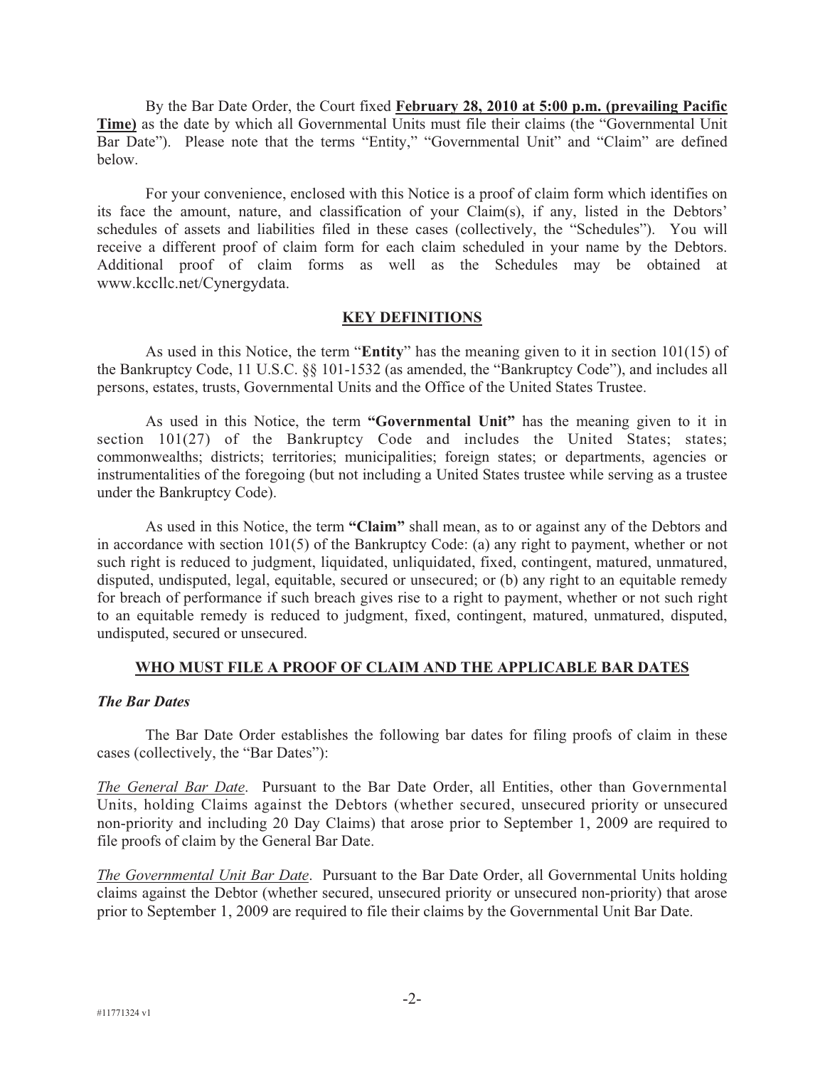By the Bar Date Order, the Court fixed **February 28, 2010 at 5:00 p.m. (prevailing Pacific Time)** as the date by which all Governmental Units must file their claims (the "Governmental Unit Bar Date"). Please note that the terms "Entity," "Governmental Unit" and "Claim" are defined below.

For your convenience, enclosed with this Notice is a proof of claim form which identifies on its face the amount, nature, and classification of your Claim(s), if any, listed in the Debtors' schedules of assets and liabilities filed in these cases (collectively, the "Schedules"). You will receive a different proof of claim form for each claim scheduled in your name by the Debtors. Additional proof of claim forms as well as the Schedules may be obtained at www.kccllc.net/Cynergydata.

## KEY DEFINITIONS

As used in this Notice, the term "**Entity**" has the meaning given to it in section 101(15) of the Bankruptcy Code, 11 U.S.C. §§ 101-1532 (as amended, the "Bankruptcy Code"), and includes all persons, estates, trusts, Governmental Units and the Office of the United States Trustee.

As used in this Notice, the term **"Governmental Unit"** has the meaning given to it in section 101(27) of the Bankruptcy Code and includes the United States; states; commonwealths; districts; territories; municipalities; foreign states; or departments, agencies or instrumentalities of the foregoing (but not including a United States trustee while serving as a trustee under the Bankruptcy Code).

As used in this Notice, the term **"Claim"** shall mean, as to or against any of the Debtors and in accordance with section 101(5) of the Bankruptcy Code: (a) any right to payment, whether or not such right is reduced to judgment, liquidated, unliquidated, fixed, contingent, matured, unmatured, disputed, undisputed, legal, equitable, secured or unsecured; or (b) any right to an equitable remedy for breach of performance if such breach gives rise to a right to payment, whether or not such right to an equitable remedy is reduced to judgment, fixed, contingent, matured, unmatured, disputed, undisputed, secured or unsecured.

## WHO MUST FILE A PROOF OF CLAIM AND THE APPLICABLE BAR DATES

### *The Bar Dates*

The Bar Date Order establishes the following bar dates for filing proofs of claim in these cases (collectively, the "Bar Dates"):

*The General Bar Date*. Pursuant to the Bar Date Order, all Entities, other than Governmental Units, holding Claims against the Debtors (whether secured, unsecured priority or unsecured non-priority and including 20 Day Claims) that arose prior to September 1, 2009 are required to file proofs of claim by the General Bar Date.

*The Governmental Unit Bar Date*. Pursuant to the Bar Date Order, all Governmental Units holding claims against the Debtor (whether secured, unsecured priority or unsecured non-priority) that arose prior to September 1, 2009 are required to file their claims by the Governmental Unit Bar Date.

#11771324 v1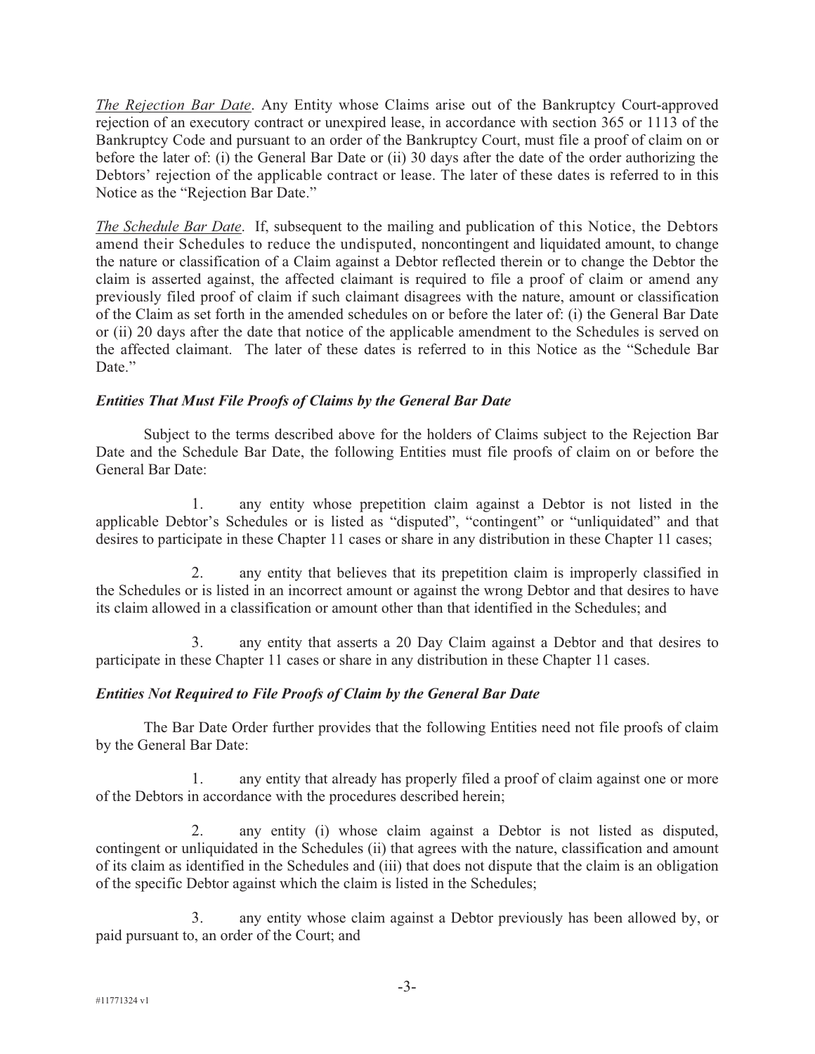*<u>The Rejection Bar Date</u>*. Any Entity whose Claims arise out of the Bankruptcy Court-approved rejection of an executory contract or unexpired lease, in accordance with section 365 or 1113 of the Bankruptcy Code and pursuant to an order of the Bankruptcy Court, must file a proof of claim on or before the later of: (i) the General Bar Date or (ii) 30 days after the date of the order authorizing the Debtors' rejection of the applicable contract or lease. The later of these dates is referred to in this Notice as the "Rejection Bar Date."

*<u>The Schedule Bar Date</u>*. If, subsequent to the mailing and publication of this Notice, the Debtors amend their Schedules to reduce the undisputed, noncontingent and liquidated amount, to change the nature or classification of a Claim against a Debtor reflected therein or to change the Debtor the claim is asserted against, the affected claimant is required to file a proof of claim or amend any previously filed proof of claim if such claimant disagrees with the nature, amount or classification of the Claim as set forth in the amended schedules on or before the later of: (i) the General Bar Date or (ii) 20 days after the date that notice of the applicable amendment to the Schedules is served on the affected claimant. The later of these dates is referred to in this Notice as the "Schedule Bar Date."

***Entities That Must File Proofs of Claims by the General Bar Date***

Subject to the terms described above for the holders of Claims subject to the Rejection Bar Date and the Schedule Bar Date, the following Entities must file proofs of claim on or before the General Bar Date:

1. any entity whose prepetition claim against a Debtor is not listed in the applicable Debtor's Schedules or is listed as "disputed", "contingent" or "unliquidated" and that desires to participate in these Chapter 11 cases or share in any distribution in these Chapter 11 cases;

2. any entity that believes that its prepetition claim is improperly classified in the Schedules or is listed in an incorrect amount or against the wrong Debtor and that desires to have its claim allowed in a classification or amount other than that identified in the Schedules; and

3. any entity that asserts a 20 Day Claim against a Debtor and that desires to participate in these Chapter 11 cases or share in any distribution in these Chapter 11 cases.

***Entities Not Required to File Proofs of Claim by the General Bar Date***

The Bar Date Order further provides that the following Entities need not file proofs of claim by the General Bar Date:

1. any entity that already has properly filed a proof of claim against one or more of the Debtors in accordance with the procedures described herein;

2. any entity (i) whose claim against a Debtor is not listed as disputed, contingent or unliquidated in the Schedules (ii) that agrees with the nature, classification and amount of its claim as identified in the Schedules and (iii) that does not dispute that the claim is an obligation of the specific Debtor against which the claim is listed in the Schedules;

3. any entity whose claim against a Debtor previously has been allowed by, or paid pursuant to, an order of the Court; and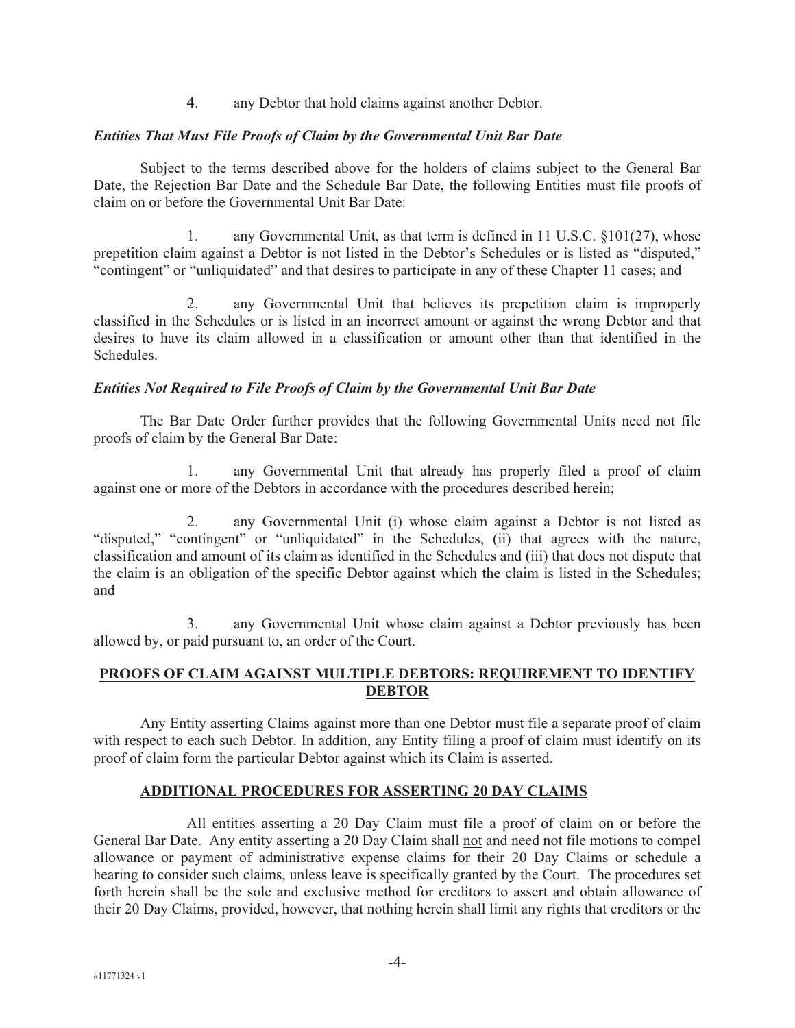4. any Debtor that hold claims against another Debtor.

***Entities That Must File Proofs of Claim by the Governmental Unit Bar Date***

Subject to the terms described above for the holders of claims subject to the General Bar Date, the Rejection Bar Date and the Schedule Bar Date, the following Entities must file proofs of claim on or before the Governmental Unit Bar Date:

1. any Governmental Unit, as that term is defined in 11 U.S.C. §101(27), whose prepetition claim against a Debtor is not listed in the Debtor's Schedules or is listed as "disputed," "contingent" or "unliquidated" and that desires to participate in any of these Chapter 11 cases; and

2. any Governmental Unit that believes its prepetition claim is improperly classified in the Schedules or is listed in an incorrect amount or against the wrong Debtor and that desires to have its claim allowed in a classification or amount other than that identified in the Schedules.

***Entities Not Required to File Proofs of Claim by the Governmental Unit Bar Date***

The Bar Date Order further provides that the following Governmental Units need not file proofs of claim by the General Bar Date:

1. any Governmental Unit that already has properly filed a proof of claim against one or more of the Debtors in accordance with the procedures described herein;

2. any Governmental Unit (i) whose claim against a Debtor is not listed as "disputed," "contingent" or "unliquidated" in the Schedules, (ii) that agrees with the nature, classification and amount of its claim as identified in the Schedules and (iii) that does not dispute that the claim is an obligation of the specific Debtor against which the claim is listed in the Schedules; and

3. any Governmental Unit whose claim against a Debtor previously has been allowed by, or paid pursuant to, an order of the Court.

**PROOFS OF CLAIM AGAINST MULTIPLE DEBTORS: REQUIREMENT TO IDENTIFY DEBTOR**

Any Entity asserting Claims against more than one Debtor must file a separate proof of claim with respect to each such Debtor. In addition, any Entity filing a proof of claim must identify on its proof of claim form the particular Debtor against which its Claim is asserted.

**ADDITIONAL PROCEDURES FOR ASSERTING 20 DAY CLAIMS**

All entities asserting a 20 Day Claim must file a proof of claim on or before the General Bar Date. Any entity asserting a 20 Day Claim shall not and need not file motions to compel allowance or payment of administrative expense claims for their 20 Day Claims or schedule a hearing to consider such claims, unless leave is specifically granted by the Court. The procedures set forth herein shall be the sole and exclusive method for creditors to assert and obtain allowance of their 20 Day Claims, provided, however, that nothing herein shall limit any rights that creditors or the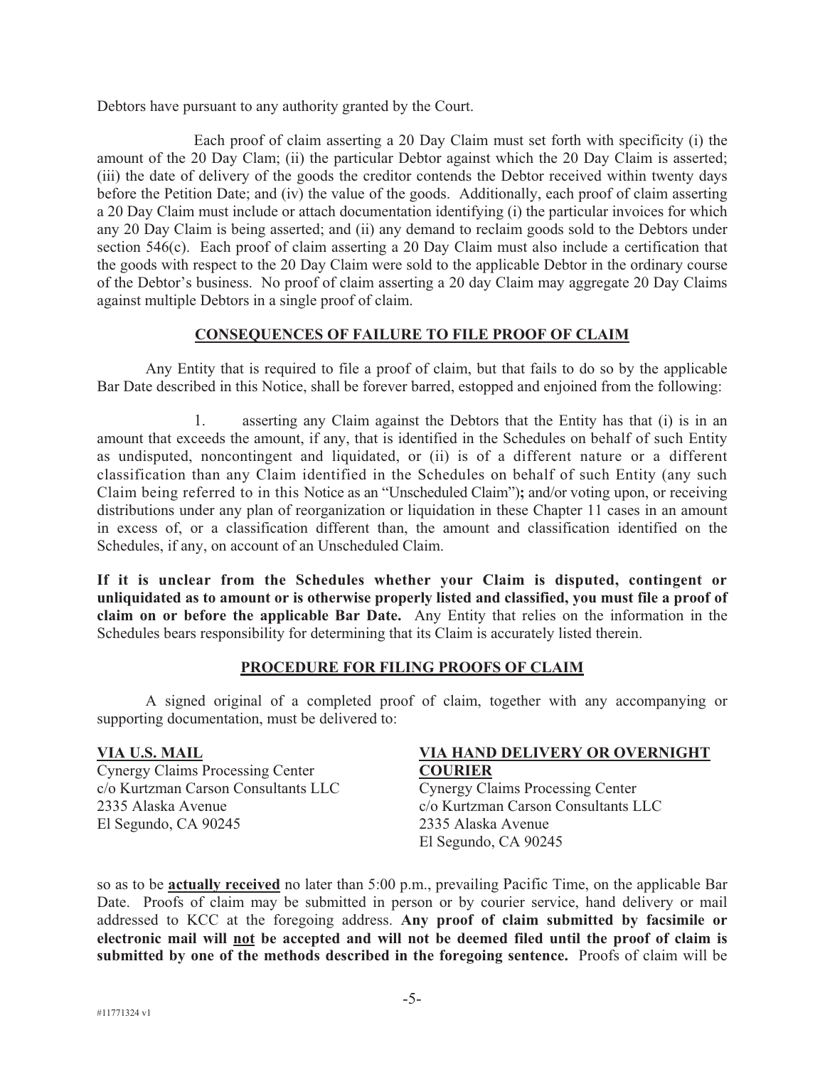Debtors have pursuant to any authority granted by the Court.

Each proof of claim asserting a 20 Day Claim must set forth with specificity (i) the amount of the 20 Day Clam; (ii) the particular Debtor against which the 20 Day Claim is asserted; (iii) the date of delivery of the goods the creditor contends the Debtor received within twenty days before the Petition Date; and (iv) the value of the goods. Additionally, each proof of claim asserting a 20 Day Claim must include or attach documentation identifying (i) the particular invoices for which any 20 Day Claim is being asserted; and (ii) any demand to reclaim goods sold to the Debtors under section 546(c). Each proof of claim asserting a 20 Day Claim must also include a certification that the goods with respect to the 20 Day Claim were sold to the applicable Debtor in the ordinary course of the Debtor's business. No proof of claim asserting a 20 day Claim may aggregate 20 Day Claims against multiple Debtors in a single proof of claim.

## CONSEQUENCES OF FAILURE TO FILE PROOF OF CLAIM

Any Entity that is required to file a proof of claim, but that fails to do so by the applicable Bar Date described in this Notice, shall be forever barred, estopped and enjoined from the following:

1. asserting any Claim against the Debtors that the Entity has that (i) is in an amount that exceeds the amount, if any, that is identified in the Schedules on behalf of such Entity as undisputed, noncontingent and liquidated, or (ii) is of a different nature or a different classification than any Claim identified in the Schedules on behalf of such Entity (any such Claim being referred to in this Notice as an "Unscheduled Claim")**;** and/or voting upon, or receiving distributions under any plan of reorganization or liquidation in these Chapter 11 cases in an amount in excess of, or a classification different than, the amount and classification identified on the Schedules, if any, on account of an Unscheduled Claim.

**If it is unclear from the Schedules whether your Claim is disputed, contingent or unliquidated as to amount or is otherwise properly listed and classified, you must file a proof of claim on or before the applicable Bar Date.** Any Entity that relies on the information in the Schedules bears responsibility for determining that its Claim is accurately listed therein.

## PROCEDURE FOR FILING PROOFS OF CLAIM

A signed original of a completed proof of claim, together with any accompanying or supporting documentation, must be delivered to:

**VIA U.S. MAIL**
Cynergy Claims Processing Center
c/o Kurtzman Carson Consultants LLC
2335 Alaska Avenue
El Segundo, CA 90245

**VIA HAND DELIVERY OR OVERNIGHT COURIER**
Cynergy Claims Processing Center
c/o Kurtzman Carson Consultants LLC
2335 Alaska Avenue
El Segundo, CA 90245

so as to be **actually received** no later than 5:00 p.m., prevailing Pacific Time, on the applicable Bar Date. Proofs of claim may be submitted in person or by courier service, hand delivery or mail addressed to KCC at the foregoing address. **Any proof of claim submitted by facsimile or electronic mail will not be accepted and will not be deemed filed until the proof of claim is submitted by one of the methods described in the foregoing sentence.** Proofs of claim will be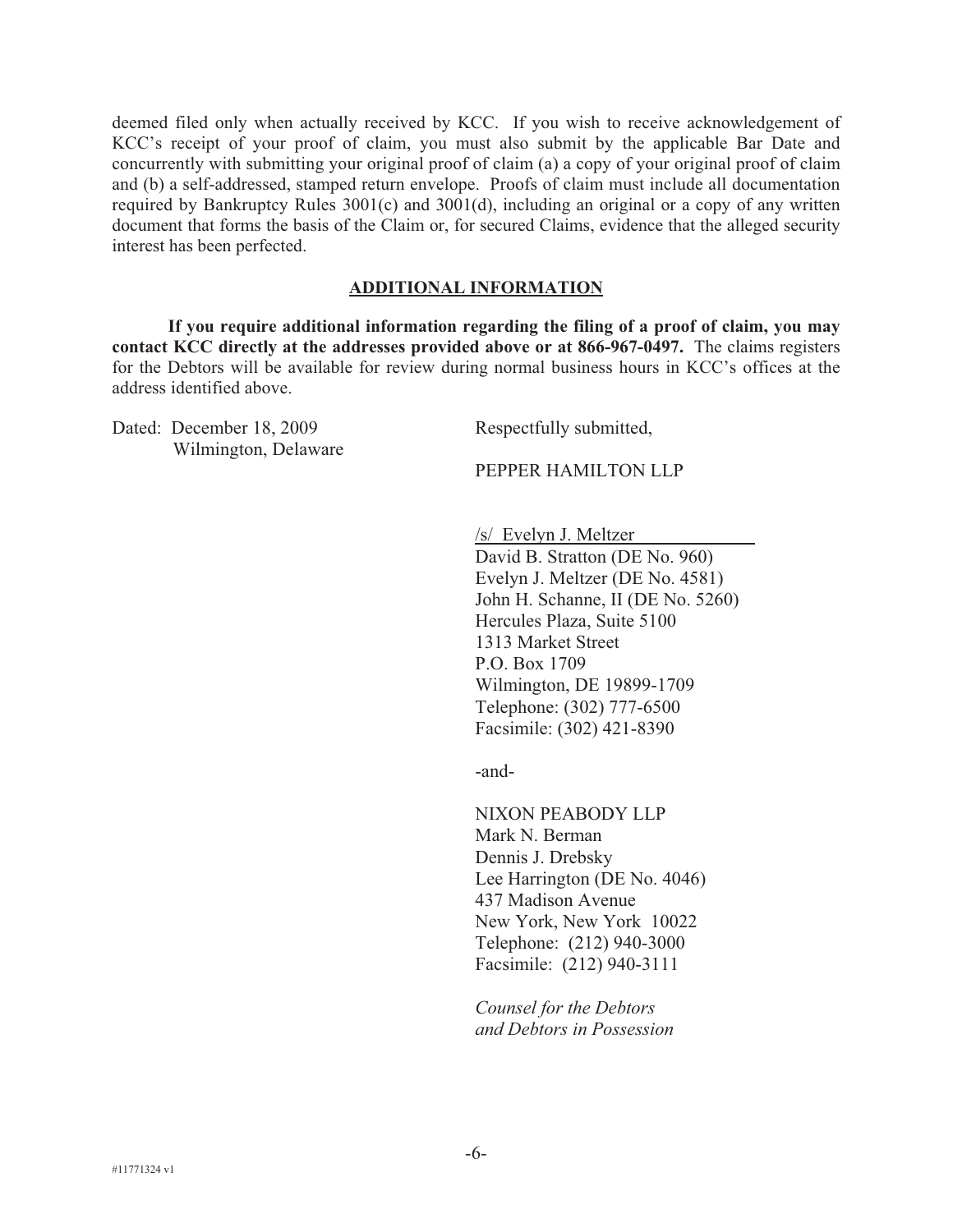deemed filed only when actually received by KCC. If you wish to receive acknowledgement of KCC's receipt of your proof of claim, you must also submit by the applicable Bar Date and concurrently with submitting your original proof of claim (a) a copy of your original proof of claim and (b) a self-addressed, stamped return envelope. Proofs of claim must include all documentation required by Bankruptcy Rules 3001(c) and 3001(d), including an original or a copy of any written document that forms the basis of the Claim or, for secured Claims, evidence that the alleged security interest has been perfected.

## ADDITIONAL INFORMATION

**If you require additional information regarding the filing of a proof of claim, you may contact KCC directly at the addresses provided above or at 866-967-0497.** The claims registers for the Debtors will be available for review during normal business hours in KCC's offices at the address identified above.

Dated: December 18, 2009
Wilmington, Delaware

Respectfully submitted,

PEPPER HAMILTON LLP

/s/ Evelyn J. Meltzer
David B. Stratton (DE No. 960)
Evelyn J. Meltzer (DE No. 4581)
John H. Schanne, II (DE No. 5260)
Hercules Plaza, Suite 5100
1313 Market Street
P.O. Box 1709
Wilmington, DE 19899-1709
Telephone: (302) 777-6500
Facsimile: (302) 421-8390

-and-

NIXON PEABODY LLP
Mark N. Berman
Dennis J. Drebsky
Lee Harrington (DE No. 4046)
437 Madison Avenue
New York, New York 10022
Telephone: (212) 940-3000
Facsimile: (212) 940-3111

*Counsel for the Debtors and Debtors in Possession*

#11771324 v1